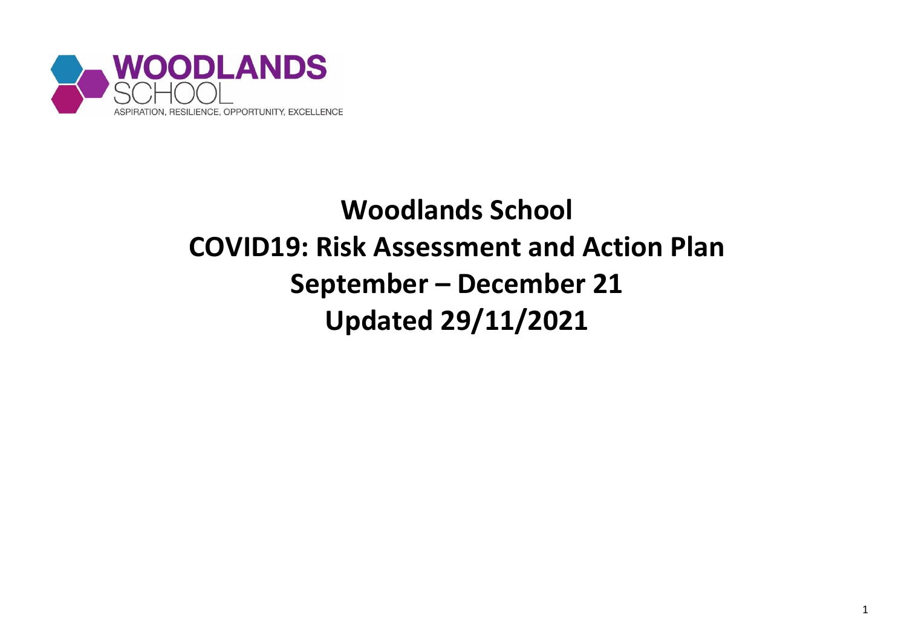WOODLANDS SCHOOL

ASPIRATION, RESILIENCE, OPPORTUNITY, EXCELLENCE

# Woodlands School
# COVID19: Risk Assessment and Action Plan
# September – December 21
# Updated 29/11/2021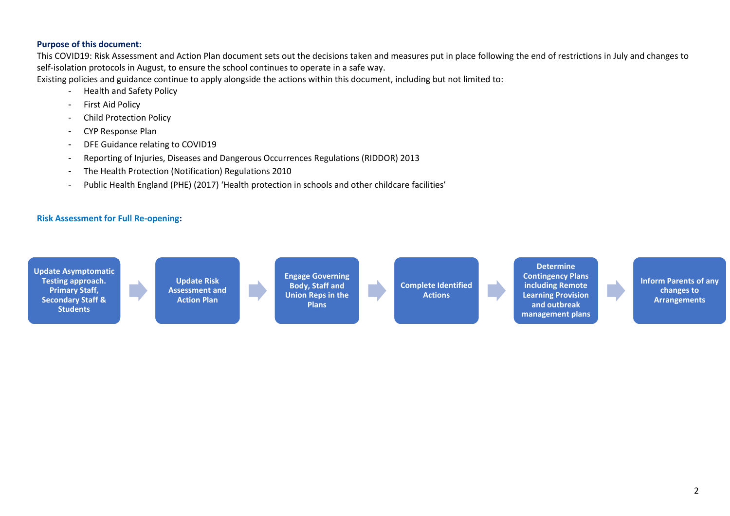**Purpose of this document:**

This COVID19: Risk Assessment and Action Plan document sets out the decisions taken and measures put in place following the end of restrictions in July and changes to self-isolation protocols in August, to ensure the school continues to operate in a safe way.

Existing policies and guidance continue to apply alongside the actions within this document, including but not limited to:

- Health and Safety Policy
- First Aid Policy
- Child Protection Policy
- CYP Response Plan
- DFE Guidance relating to COVID19
- Reporting of Injuries, Diseases and Dangerous Occurrences Regulations (RIDDOR) 2013
- The Health Protection (Notification) Regulations 2010
- Public Health England (PHE) (2017) 'Health protection in schools and other childcare facilities'

**Risk Assessment for Full Re-opening:**

**Update Asymptomatic Testing approach. Primary Staff, Secondary Staff & Students** → **Update Risk Assessment and Action Plan** → **Engage Governing Body, Staff and Union Reps in the Plans** → **Complete Identified Actions** → **Determine Contingency Plans including Remote Learning Provision and outbreak management plans** → **Inform Parents of any changes to Arrangements**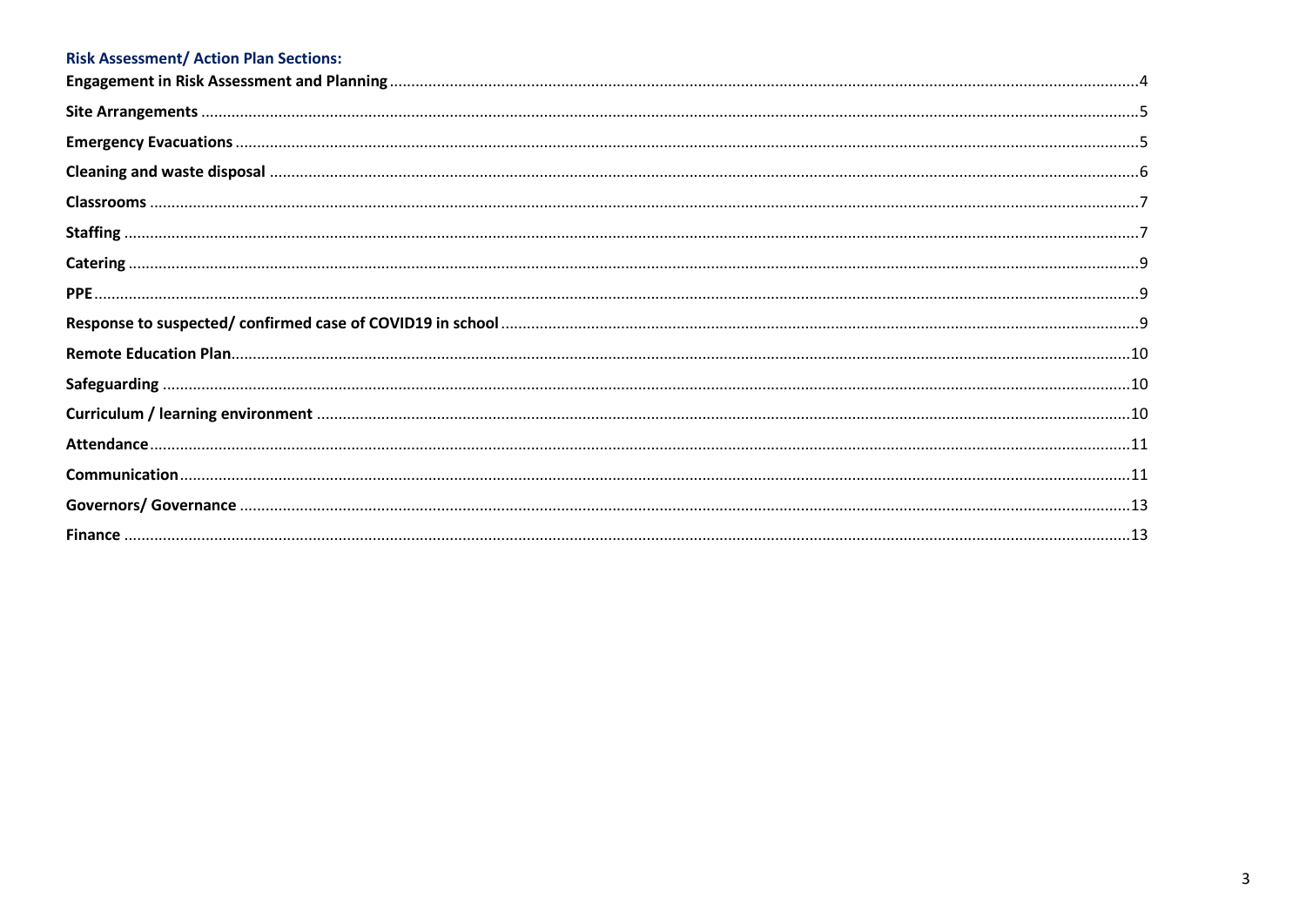**Risk Assessment/ Action Plan Sections:**

**Engagement in Risk Assessment and Planning** ....... 4

**Site Arrangements** ....... 5

**Emergency Evacuations** ....... 5

**Cleaning and waste disposal** ....... 6

**Classrooms** ....... 7

**Staffing** ....... 7

**Catering** ....... 9

**PPE** ....... 9

**Response to suspected/ confirmed case of COVID19 in school** ....... 9

**Remote Education Plan** ....... 10

**Safeguarding** ....... 10

**Curriculum / learning environment** ....... 10

**Attendance** ....... 11

**Communication** ....... 11

**Governors/ Governance** ....... 13

**Finance** ....... 13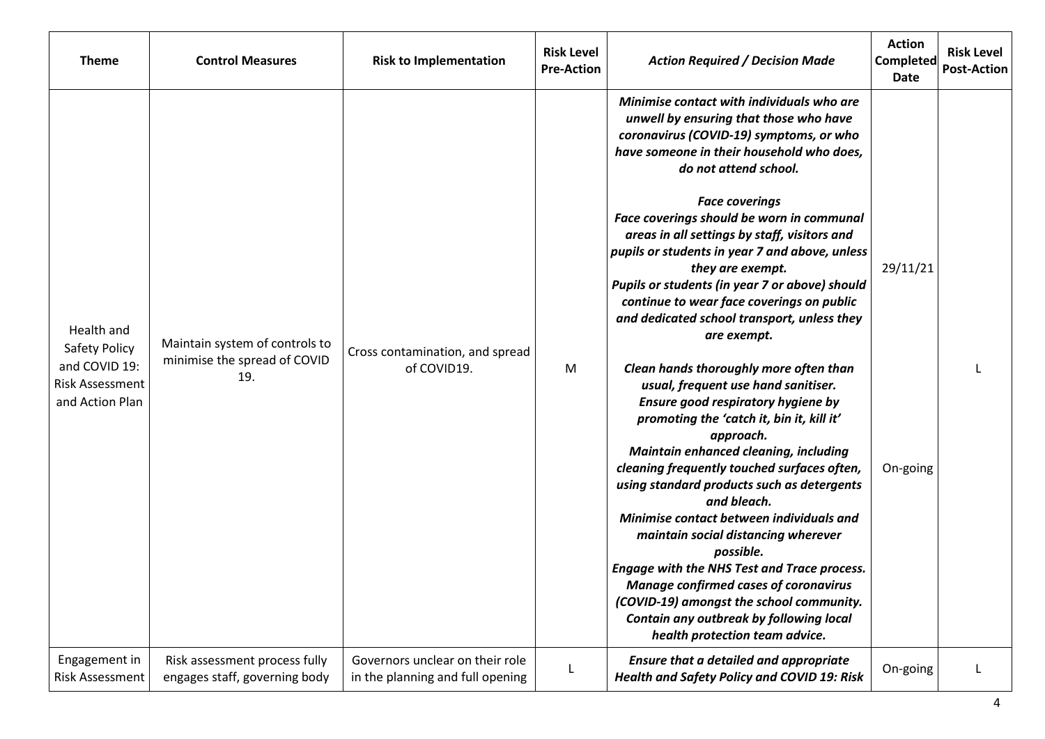| Theme | Control Measures | Risk to Implementation | Risk Level Pre-Action | *Action Required / Decision Made* | Action Completed Date | Risk Level Post-Action |
|---|---|---|---|---|---|---|
| Health and Safety Policy and COVID 19: Risk Assessment and Action Plan | Maintain system of controls to minimise the spread of COVID 19. | Cross contamination, and spread of COVID19. | M | ***Minimise contact with individuals who are unwell by ensuring that those who have coronavirus (COVID-19) symptoms, or who have someone in their household who does, do not attend school.***<br><br>***Face coverings***<br>***Face coverings should be worn in communal areas in all settings by staff, visitors and pupils or students in year 7 and above, unless they are exempt.***<br>***Pupils or students (in year 7 or above) should continue to wear face coverings on public and dedicated school transport, unless they are exempt.***<br><br>***Clean hands thoroughly more often than usual, frequent use hand sanitiser.***<br>***Ensure good respiratory hygiene by promoting the 'catch it, bin it, kill it' approach.***<br>***Maintain enhanced cleaning, including cleaning frequently touched surfaces often, using standard products such as detergents and bleach.***<br>***Minimise contact between individuals and maintain social distancing wherever possible.***<br>***Engage with the NHS Test and Trace process.***<br>***Manage confirmed cases of coronavirus (COVID-19) amongst the school community.***<br>***Contain any outbreak by following local health protection team advice.*** | 29/11/21<br><br>On-going | L |
| Engagement in Risk Assessment | Risk assessment process fully engages staff, governing body | Governors unclear on their role in the planning and full opening | L | ***Ensure that a detailed and appropriate Health and Safety Policy and COVID 19: Risk*** | On-going | L |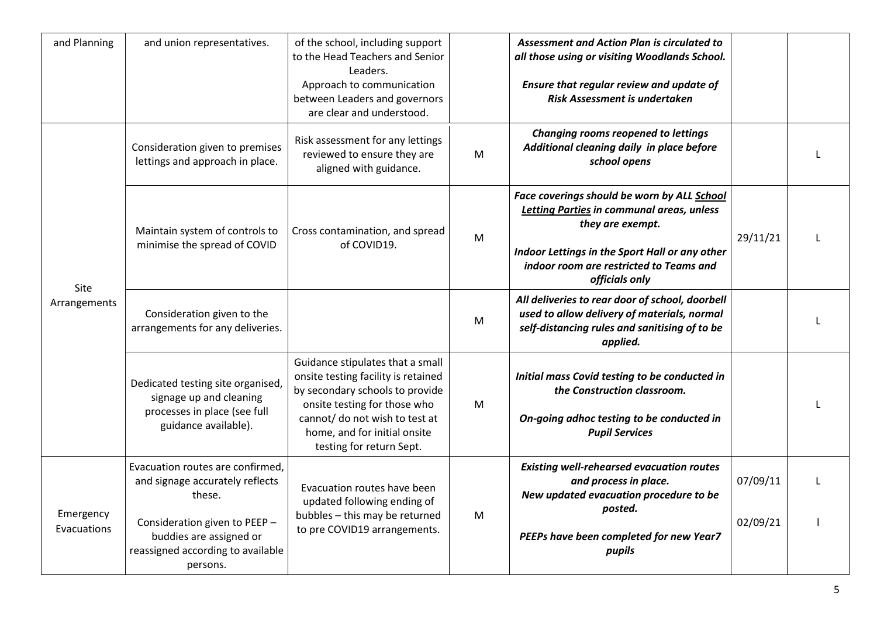| and Planning | and union representatives. | of the school, including support to the Head Teachers and Senior Leaders. Approach to communication between Leaders and governors are clear and understood. | | ***Assessment and Action Plan is circulated to all those using or visiting Woodlands School.*** ***Ensure that regular review and update of Risk Assessment is undertaken*** | | |
|---|---|---|---|---|---|---|
| Site Arrangements | Consideration given to premises lettings and approach in place. | Risk assessment for any lettings reviewed to ensure they are aligned with guidance. | M | ***Changing rooms reopened to lettings Additional cleaning daily in place before school opens*** | | L |
| | Maintain system of controls to minimise the spread of COVID | Cross contamination, and spread of COVID19. | M | ***Face coverings should be worn by ALL School Letting Parties in communal areas, unless they are exempt.*** ***Indoor Lettings in the Sport Hall or any other indoor room are restricted to Teams and officials only*** | 29/11/21 | L |
| | Consideration given to the arrangements for any deliveries. | | M | ***All deliveries to rear door of school, doorbell used to allow delivery of materials, normal self-distancing rules and sanitising of to be applied.*** | | L |
| | Dedicated testing site organised, signage up and cleaning processes in place (see full guidance available). | Guidance stipulates that a small onsite testing facility is retained by secondary schools to provide onsite testing for those who cannot/ do not wish to test at home, and for initial onsite testing for return Sept. | M | ***Initial mass Covid testing to be conducted in the Construction classroom.*** ***On-going adhoc testing to be conducted in Pupil Services*** | | L |
| Emergency Evacuations | Evacuation routes are confirmed, and signage accurately reflects these. Consideration given to PEEP – buddies are assigned or reassigned according to available persons. | Evacuation routes have been updated following ending of bubbles – this may be returned to pre COVID19 arrangements. | M | ***Existing well-rehearsed evacuation routes and process in place. New updated evacuation procedure to be posted.*** ***PEEPs have been completed for new Year7 pupils*** | 07/09/11 02/09/21 | L l |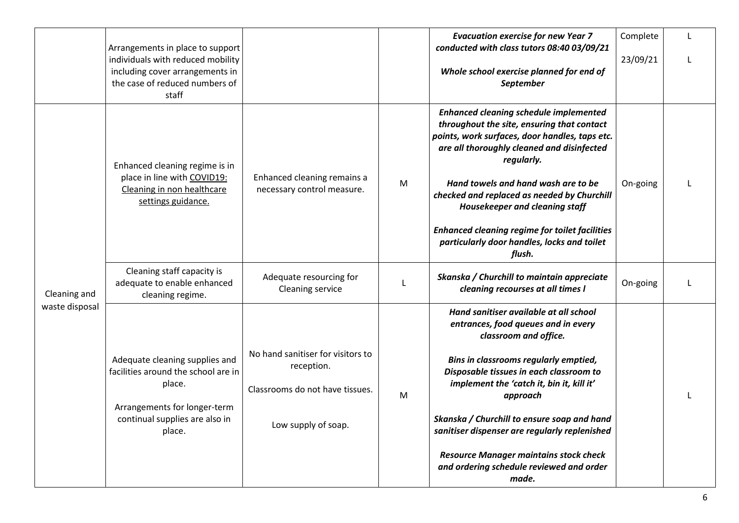| | | | | | | |
|---|---|---|---|---|---|---|
| | Arrangements in place to support individuals with reduced mobility including cover arrangements in the case of reduced numbers of staff | | | ***Evacuation exercise for new Year 7 conducted with class tutors 08:40 03/09/21***<br><br>***Whole school exercise planned for end of September*** | Complete<br><br>23/09/21 | L<br><br>L |
| Cleaning and waste disposal | Enhanced cleaning regime is in place in line with COVID19: Cleaning in non healthcare settings guidance. | Enhanced cleaning remains a necessary control measure. | M | ***Enhanced cleaning schedule implemented throughout the site, ensuring that contact points, work surfaces, door handles, taps etc. are all thoroughly cleaned and disinfected regularly.***<br><br>***Hand towels and hand wash are to be checked and replaced as needed by Churchill Housekeeper and cleaning staff***<br><br>***Enhanced cleaning regime for toilet facilities particularly door handles, locks and toilet flush.*** | On-going | L |
| | Cleaning staff capacity is adequate to enable enhanced cleaning regime. | Adequate resourcing for Cleaning service | L | ***Skanska / Churchill to maintain appreciate cleaning recourses at all times l*** | On-going | L |
| | Adequate cleaning supplies and facilities around the school are in place.<br><br>Arrangements for longer-term continual supplies are also in place. | No hand sanitiser for visitors to reception.<br><br>Classrooms do not have tissues.<br><br>Low supply of soap. | M | ***Hand sanitiser available at all school entrances, food queues and in every classroom and office.***<br><br>***Bins in classrooms regularly emptied, Disposable tissues in each classroom to implement the 'catch it, bin it, kill it' approach***<br><br>***Skanska / Churchill to ensure soap and hand sanitiser dispenser are regularly replenished***<br><br>***Resource Manager maintains stock check and ordering schedule reviewed and order made.*** | | L |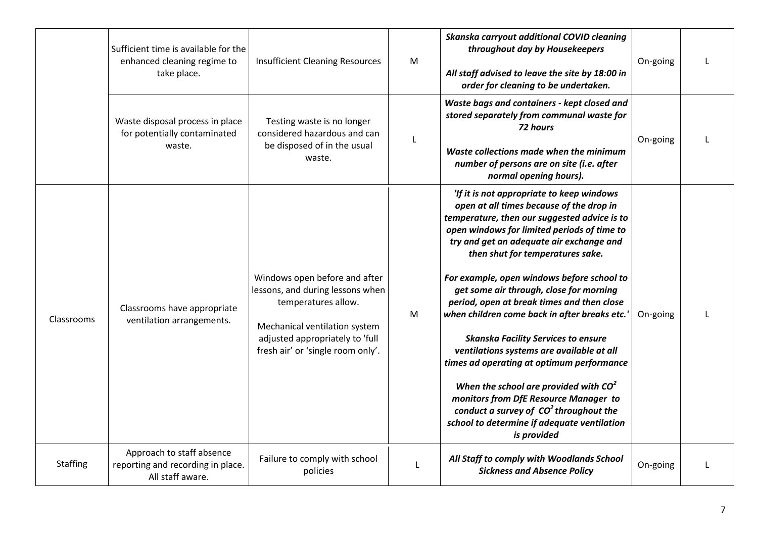| | | | | | | |
|---|---|---|---|---|---|---|
| | Sufficient time is available for the enhanced cleaning regime to take place. | Insufficient Cleaning Resources | M | ***Skanska carryout additional COVID cleaning throughout day by Housekeepers*** <br><br> ***All staff advised to leave the site by 18:00 in order for cleaning to be undertaken.*** | On-going | L |
| | Waste disposal process in place for potentially contaminated waste. | Testing waste is no longer considered hazardous and can be disposed of in the usual waste. | L | ***Waste bags and containers - kept closed and stored separately from communal waste for 72 hours*** <br><br> ***Waste collections made when the minimum number of persons are on site (i.e. after normal opening hours).*** | On-going | L |
| Classrooms | Classrooms have appropriate ventilation arrangements. | Windows open before and after lessons, and during lessons when temperatures allow. <br><br> Mechanical ventilation system adjusted appropriately to 'full fresh air' or 'single room only'. | M | ***'If it is not appropriate to keep windows open at all times because of the drop in temperature, then our suggested advice is to open windows for limited periods of time to try and get an adequate air exchange and then shut for temperatures sake.*** <br><br> ***For example, open windows before school to get some air through, close for morning period, open at break times and then close when children come back in after breaks etc.'*** <br><br> ***Skanska Facility Services to ensure ventilations systems are available at all times ad operating at optimum performance*** <br><br> ***When the school are provided with $CO^2$ monitors from DfE Resource Manager to conduct a survey of $CO^2$ throughout the school to determine if adequate ventilation is provided*** | On-going | L |
| Staffing | Approach to staff absence reporting and recording in place. All staff aware. | Failure to comply with school policies | L | ***All Staff to comply with Woodlands School Sickness and Absence Policy*** | On-going | L |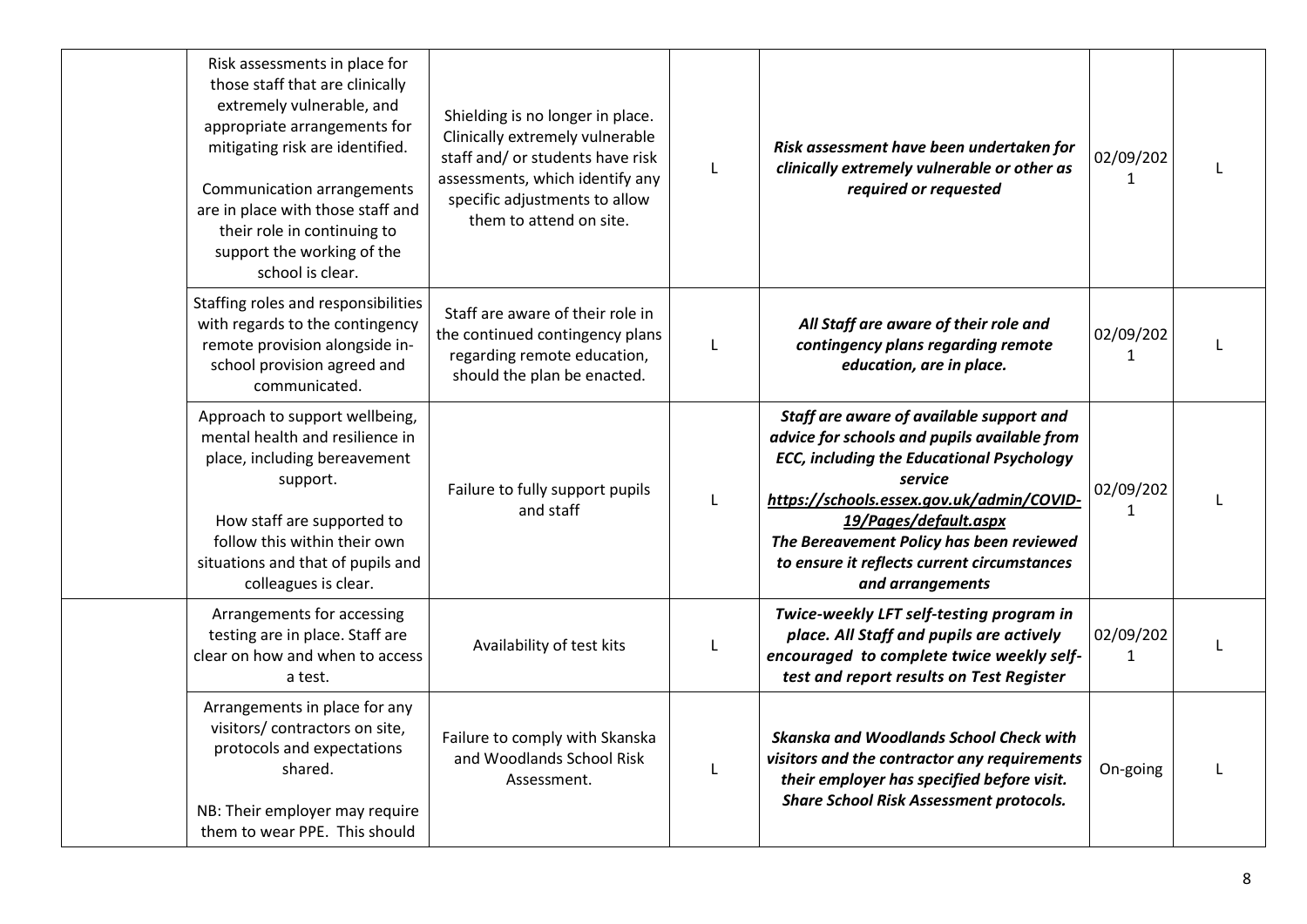| | | | | | | |
|---|---|---|---|---|---|---|
| | Risk assessments in place for those staff that are clinically extremely vulnerable, and appropriate arrangements for mitigating risk are identified.<br><br>Communication arrangements are in place with those staff and their role in continuing to support the working of the school is clear. | Shielding is no longer in place. Clinically extremely vulnerable staff and/ or students have risk assessments, which identify any specific adjustments to allow them to attend on site. | L | ***Risk assessment have been undertaken for clinically extremely vulnerable or other as required or requested*** | 02/09/2021 | L |
| | Staffing roles and responsibilities with regards to the contingency remote provision alongside in-school provision agreed and communicated. | Staff are aware of their role in the continued contingency plans regarding remote education, should the plan be enacted. | L | ***All Staff are aware of their role and contingency plans regarding remote education, are in place.*** | 02/09/2021 | L |
| | Approach to support wellbeing, mental health and resilience in place, including bereavement support.<br><br>How staff are supported to follow this within their own situations and that of pupils and colleagues is clear. | Failure to fully support pupils and staff | L | ***Staff are aware of available support and advice for schools and pupils available from ECC, including the Educational Psychology service https://schools.essex.gov.uk/admin/COVID-19/Pages/default.aspx The Bereavement Policy has been reviewed to ensure it reflects current circumstances and arrangements*** | 02/09/2021 | L |
| | Arrangements for accessing testing are in place. Staff are clear on how and when to access a test. | Availability of test kits | L | ***Twice-weekly LFT self-testing program in place. All Staff and pupils are actively encouraged to complete twice weekly self-test and report results on Test Register*** | 02/09/2021 | L |
| | Arrangements in place for any visitors/ contractors on site, protocols and expectations shared.<br><br>NB: Their employer may require them to wear PPE. This should | Failure to comply with Skanska and Woodlands School Risk Assessment. | L | ***Skanska and Woodlands School Check with visitors and the contractor any requirements their employer has specified before visit. Share School Risk Assessment protocols.*** | On-going | L |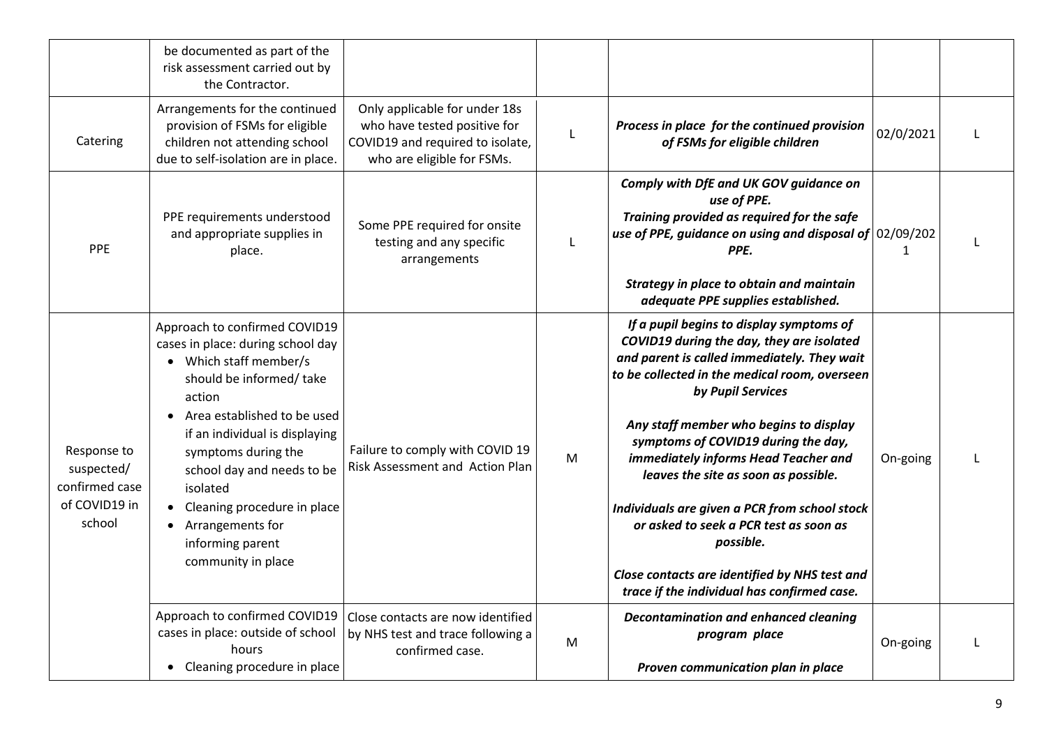|  |  |  |  |  |  |  |
|---|---|---|---|---|---|---|
|  | be documented as part of the risk assessment carried out by the Contractor. |  |  |  |  |  |
| Catering | Arrangements for the continued provision of FSMs for eligible children not attending school due to self-isolation are in place. | Only applicable for under 18s who have tested positive for COVID19 and required to isolate, who are eligible for FSMs. | L | ***Process in place for the continued provision of FSMs for eligible children*** | 02/0/2021 | L |
| PPE | PPE requirements understood and appropriate supplies in place. | Some PPE required for onsite testing and any specific arrangements | L | ***Comply with DfE and UK GOV guidance on use of PPE.*** <br> ***Training provided as required for the safe use of PPE, guidance on using and disposal of PPE.*** <br><br> ***Strategy in place to obtain and maintain adequate PPE supplies established.*** | 02/09/2021 | L |
| Response to suspected/ confirmed case of COVID19 in school | Approach to confirmed COVID19 cases in place: during school day <br> • Which staff member/s should be informed/ take action <br> • Area established to be used if an individual is displaying symptoms during the school day and needs to be isolated <br> • Cleaning procedure in place <br> • Arrangements for informing parent community in place | Failure to comply with COVID 19 Risk Assessment and Action Plan | M | ***If a pupil begins to display symptoms of COVID19 during the day, they are isolated and parent is called immediately. They wait to be collected in the medical room, overseen by Pupil Services*** <br><br> ***Any staff member who begins to display symptoms of COVID19 during the day, immediately informs Head Teacher and leaves the site as soon as possible.*** <br><br> ***Individuals are given a PCR from school stock or asked to seek a PCR test as soon as possible.*** <br><br> ***Close contacts are identified by NHS test and trace if the individual has confirmed case.*** | On-going | L |
|  | Approach to confirmed COVID19 cases in place: outside of school hours <br> • Cleaning procedure in place | Close contacts are now identified by NHS test and trace following a confirmed case. | M | ***Decontamination and enhanced cleaning program place*** <br><br> ***Proven communication plan in place*** | On-going | L |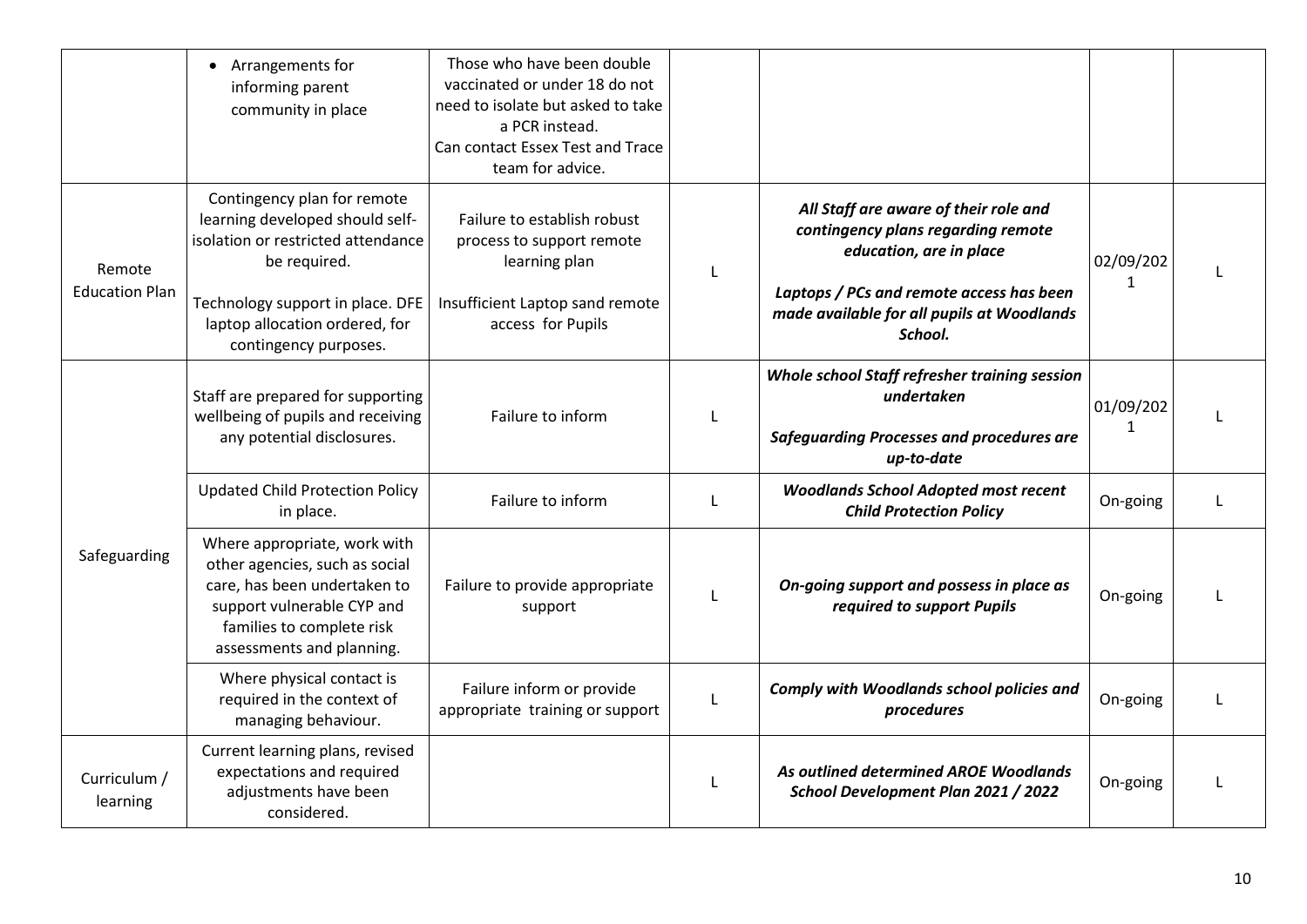| | | | | | | |
|---|---|---|---|---|---|---|
| | • Arrangements for informing parent community in place | Those who have been double vaccinated or under 18 do not need to isolate but asked to take a PCR instead. Can contact Essex Test and Trace team for advice. | | | | |
| Remote Education Plan | Contingency plan for remote learning developed should self-isolation or restricted attendance be required.<br><br>Technology support in place. DFE laptop allocation ordered, for contingency purposes. | Failure to establish robust process to support remote learning plan<br><br>Insufficient Laptop sand remote access for Pupils | L | ***All Staff are aware of their role and contingency plans regarding remote education, are in place***<br><br>***Laptops / PCs and remote access has been made available for all pupils at Woodlands School.*** | 02/09/2021 | L |
| Safeguarding | Staff are prepared for supporting wellbeing of pupils and receiving any potential disclosures. | Failure to inform | L | ***Whole school Staff refresher training session undertaken***<br><br>***Safeguarding Processes and procedures are up-to-date*** | 01/09/2021 | L |
| | Updated Child Protection Policy in place. | Failure to inform | L | ***Woodlands School Adopted most recent Child Protection Policy*** | On-going | L |
| | Where appropriate, work with other agencies, such as social care, has been undertaken to support vulnerable CYP and families to complete risk assessments and planning. | Failure to provide appropriate support | L | ***On-going support and possess in place as required to support Pupils*** | On-going | L |
| | Where physical contact is required in the context of managing behaviour. | Failure inform or provide appropriate training or support | L | ***Comply with Woodlands school policies and procedures*** | On-going | L |
| Curriculum / learning | Current learning plans, revised expectations and required adjustments have been considered. | | L | ***As outlined determined AROE Woodlands School Development Plan 2021 / 2022*** | On-going | L |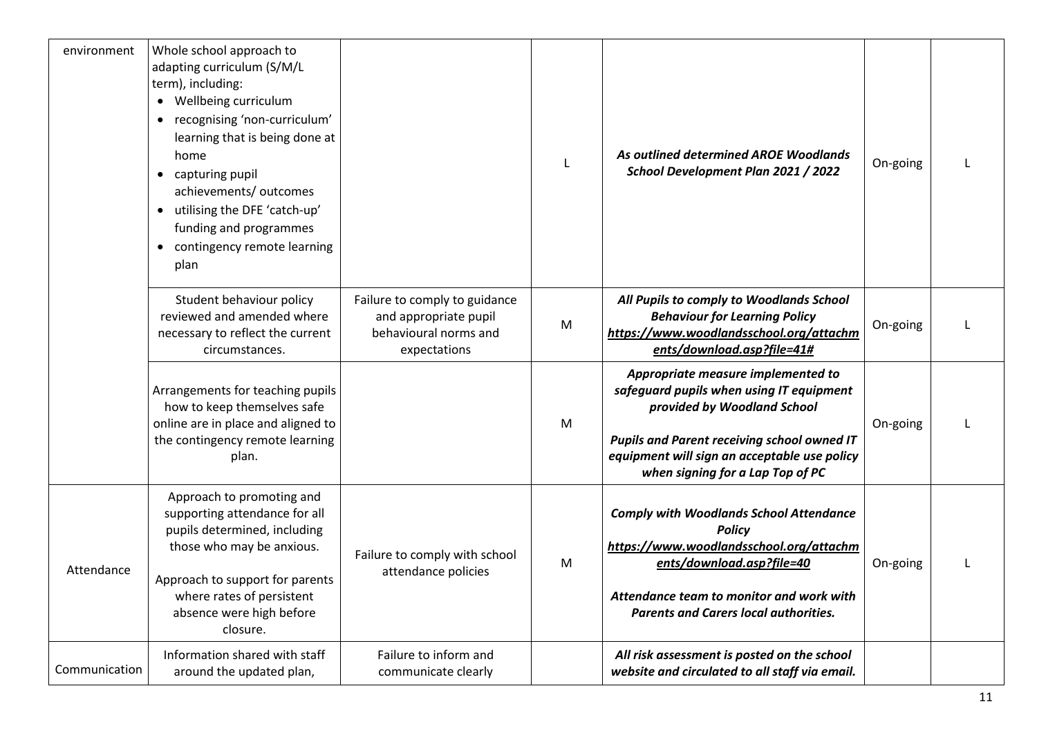| environment | Whole school approach to adapting curriculum (S/M/L term), including:<br>• Wellbeing curriculum<br>• recognising 'non-curriculum' learning that is being done at home<br>• capturing pupil achievements/ outcomes<br>• utilising the DFE 'catch-up' funding and programmes<br>• contingency remote learning plan | | L | ***As outlined determined AROE Woodlands School Development Plan 2021 / 2022*** | On-going | L |
|---|---|---|---|---|---|---|
| | Student behaviour policy reviewed and amended where necessary to reflect the current circumstances. | Failure to comply to guidance and appropriate pupil behavioural norms and expectations | M | ***All Pupils to comply to Woodlands School Behaviour for Learning Policy https://www.woodlandsschool.org/attachments/download.asp?file=41#*** | On-going | L |
| | Arrangements for teaching pupils how to keep themselves safe online are in place and aligned to the contingency remote learning plan. | | M | ***Appropriate measure implemented to safeguard pupils when using IT equipment provided by Woodland School***<br><br>***Pupils and Parent receiving school owned IT equipment will sign an acceptable use policy when signing for a Lap Top of PC*** | On-going | L |
| Attendance | Approach to promoting and supporting attendance for all pupils determined, including those who may be anxious.<br><br>Approach to support for parents where rates of persistent absence were high before closure. | Failure to comply with school attendance policies | M | ***Comply with Woodlands School Attendance Policy https://www.woodlandsschool.org/attachments/download.asp?file=40***<br><br>***Attendance team to monitor and work with Parents and Carers local authorities.*** | On-going | L |
| Communication | Information shared with staff around the updated plan, | Failure to inform and communicate clearly | | ***All risk assessment is posted on the school website and circulated to all staff via email.*** | | |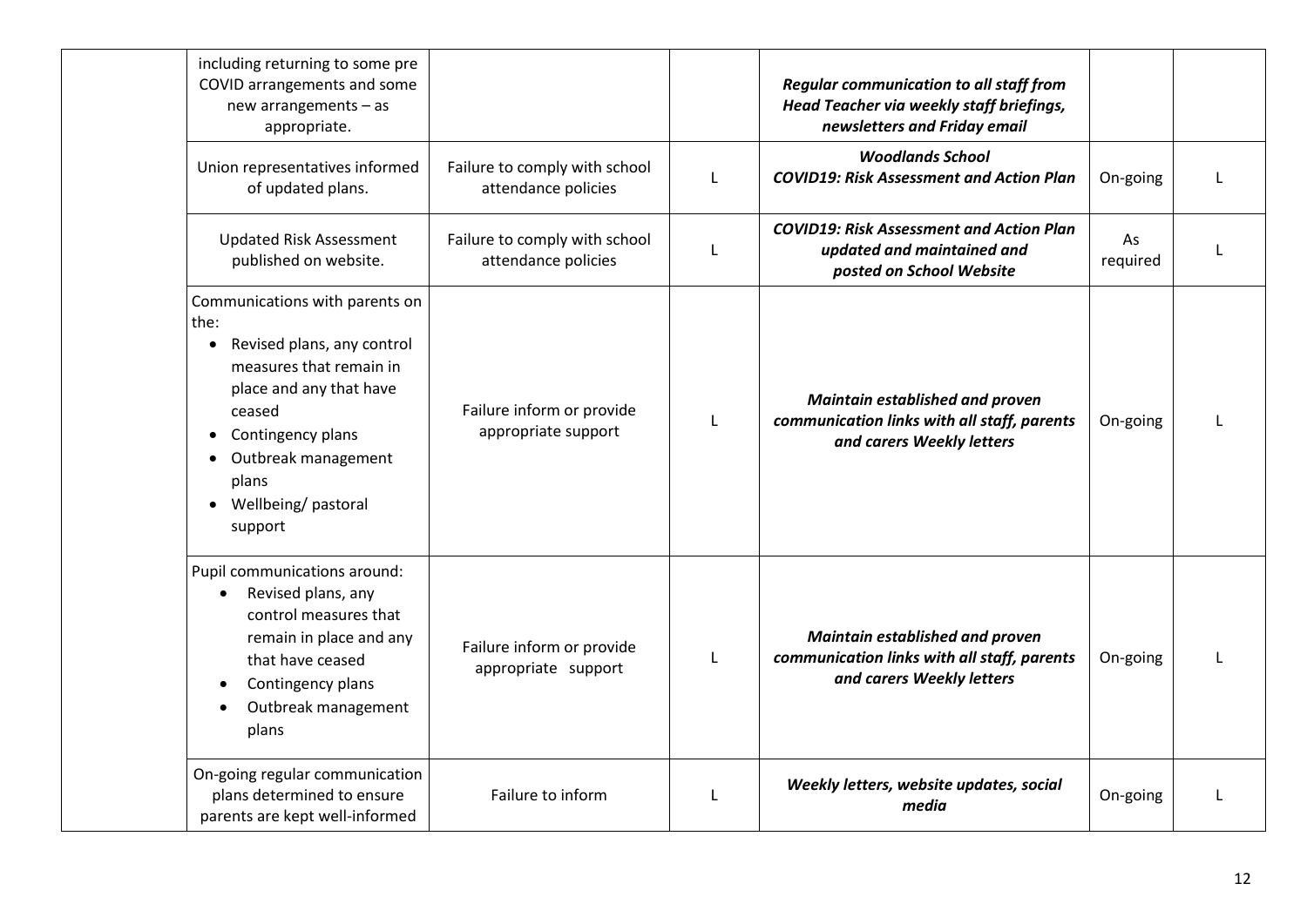| | | | | | | |
|---|---|---|---|---|---|---|
| | including returning to some pre COVID arrangements and some new arrangements – as appropriate. | | | ***Regular communication to all staff from Head Teacher via weekly staff briefings, newsletters and Friday email*** | | |
| | Union representatives informed of updated plans. | Failure to comply with school attendance policies | L | ***Woodlands School COVID19: Risk Assessment and Action Plan*** | On-going | L |
| | Updated Risk Assessment published on website. | Failure to comply with school attendance policies | L | ***COVID19: Risk Assessment and Action Plan updated and maintained and posted on School Website*** | As required | L |
| | Communications with parents on the: <br>• Revised plans, any control measures that remain in place and any that have ceased <br>• Contingency plans <br>• Outbreak management plans <br>• Wellbeing/ pastoral support | Failure inform or provide appropriate support | L | ***Maintain established and proven communication links with all staff, parents and carers Weekly letters*** | On-going | L |
| | Pupil communications around: <br>• Revised plans, any control measures that remain in place and any that have ceased <br>• Contingency plans <br>• Outbreak management plans | Failure inform or provide appropriate support | L | ***Maintain established and proven communication links with all staff, parents and carers Weekly letters*** | On-going | L |
| | On-going regular communication plans determined to ensure parents are kept well-informed | Failure to inform | L | ***Weekly letters, website updates, social media*** | On-going | L |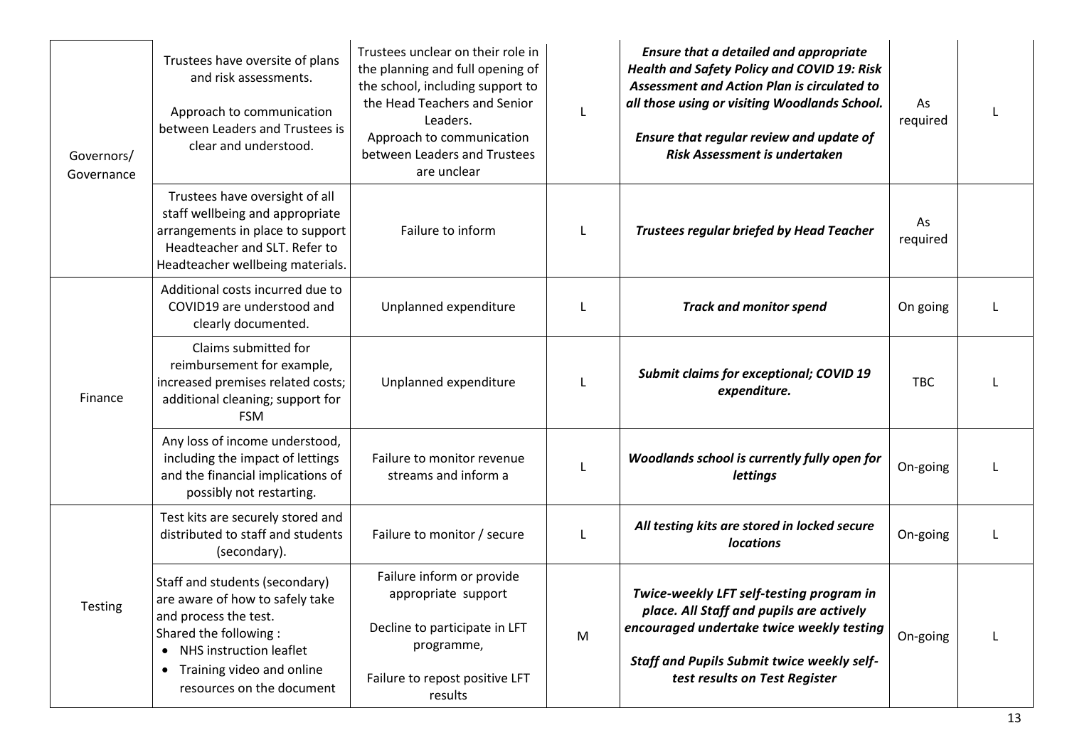| | | | | | | |
|---|---|---|---|---|---|---|
| Governors/ Governance | Trustees have oversite of plans and risk assessments.<br><br>Approach to communication between Leaders and Trustees is clear and understood. | Trustees unclear on their role in the planning and full opening of the school, including support to the Head Teachers and Senior Leaders.<br>Approach to communication between Leaders and Trustees are unclear | L | ***Ensure that a detailed and appropriate Health and Safety Policy and COVID 19: Risk Assessment and Action Plan is circulated to all those using or visiting Woodlands School.***<br><br>***Ensure that regular review and update of Risk Assessment is undertaken*** | As required | L |
| | Trustees have oversight of all staff wellbeing and appropriate arrangements in place to support Headteacher and SLT. Refer to Headteacher wellbeing materials. | Failure to inform | L | ***Trustees regular briefed by Head Teacher*** | As required | |
| Finance | Additional costs incurred due to COVID19 are understood and clearly documented. | Unplanned expenditure | L | ***Track and monitor spend*** | On going | L |
| | Claims submitted for reimbursement for example, increased premises related costs; additional cleaning; support for FSM | Unplanned expenditure | L | ***Submit claims for exceptional; COVID 19 expenditure.*** | TBC | L |
| | Any loss of income understood, including the impact of lettings and the financial implications of possibly not restarting. | Failure to monitor revenue streams and inform a | L | ***Woodlands school is currently fully open for lettings*** | On-going | L |
| Testing | Test kits are securely stored and distributed to staff and students (secondary). | Failure to monitor / secure | L | ***All testing kits are stored in locked secure locations*** | On-going | L |
| | Staff and students (secondary) are aware of how to safely take and process the test.<br>Shared the following :<br>• NHS instruction leaflet<br>• Training video and online resources on the document | Failure inform or provide appropriate support<br><br>Decline to participate in LFT programme,<br><br>Failure to repost positive LFT results | M | ***Twice-weekly LFT self-testing program in place. All Staff and pupils are actively encouraged undertake twice weekly testing***<br><br>***Staff and Pupils Submit twice weekly self-test results on Test Register*** | On-going | L |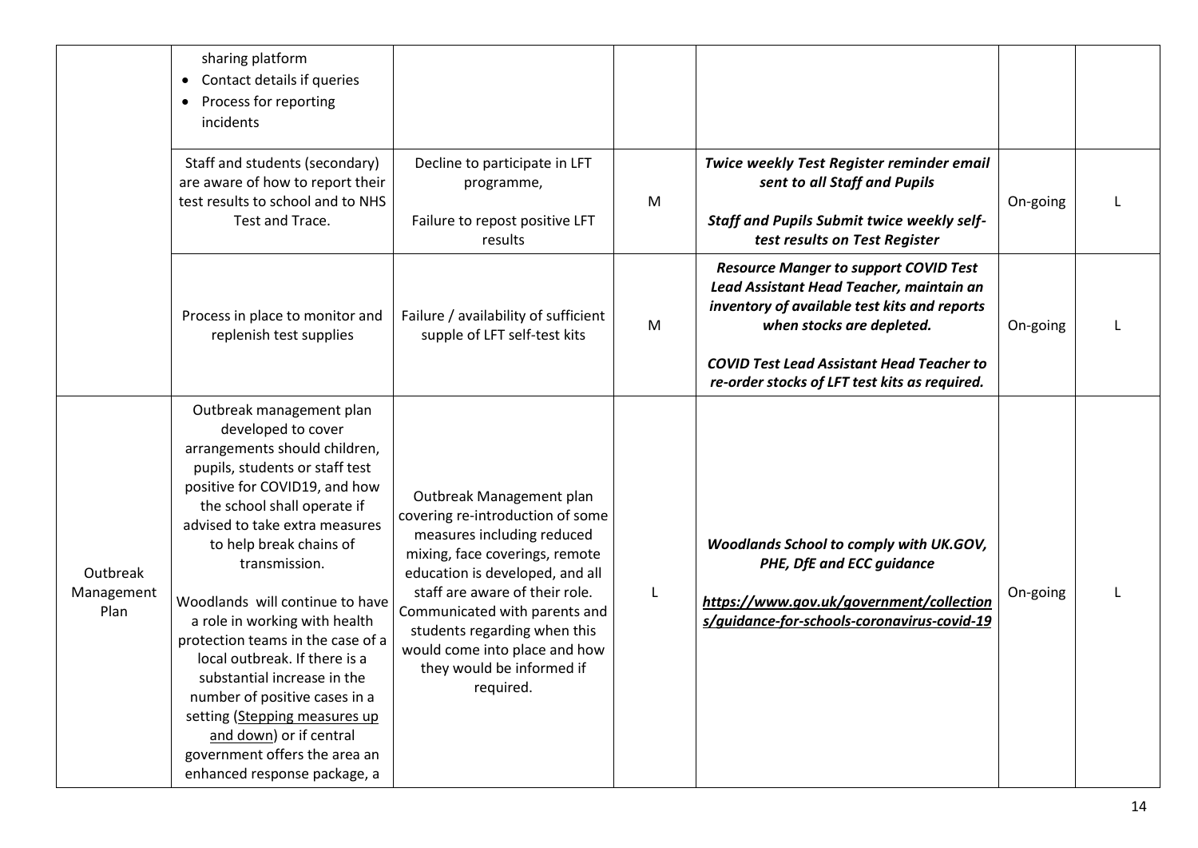| | | | | | | |
|---|---|---|---|---|---|---|
| | sharing platform<br>• Contact details if queries<br>• Process for reporting incidents | | | | | |
| | Staff and students (secondary) are aware of how to report their test results to school and to NHS Test and Trace. | Decline to participate in LFT programme,<br><br>Failure to repost positive LFT results | M | ***Twice weekly Test Register reminder email sent to all Staff and Pupils***<br><br>***Staff and Pupils Submit twice weekly self-test results on Test Register*** | On-going | L |
| | Process in place to monitor and replenish test supplies | Failure / availability of sufficient supple of LFT self-test kits | M | ***Resource Manger to support COVID Test Lead Assistant Head Teacher, maintain an inventory of available test kits and reports when stocks are depleted.***<br><br>***COVID Test Lead Assistant Head Teacher to re-order stocks of LFT test kits as required.*** | On-going | L |
| Outbreak Management Plan | Outbreak management plan developed to cover arrangements should children, pupils, students or staff test positive for COVID19, and how the school shall operate if advised to take extra measures to help break chains of transmission.<br><br>Woodlands will continue to have a role in working with health protection teams in the case of a local outbreak. If there is a substantial increase in the number of positive cases in a setting (Stepping measures up and down) or if central government offers the area an enhanced response package, a | Outbreak Management plan covering re-introduction of some measures including reduced mixing, face coverings, remote education is developed, and all staff are aware of their role. Communicated with parents and students regarding when this would come into place and how they would be informed if required. | L | ***Woodlands School to comply with UK.GOV, PHE, DfE and ECC guidance***<br><br>***https://www.gov.uk/government/collections/guidance-for-schools-coronavirus-covid-19*** | On-going | L |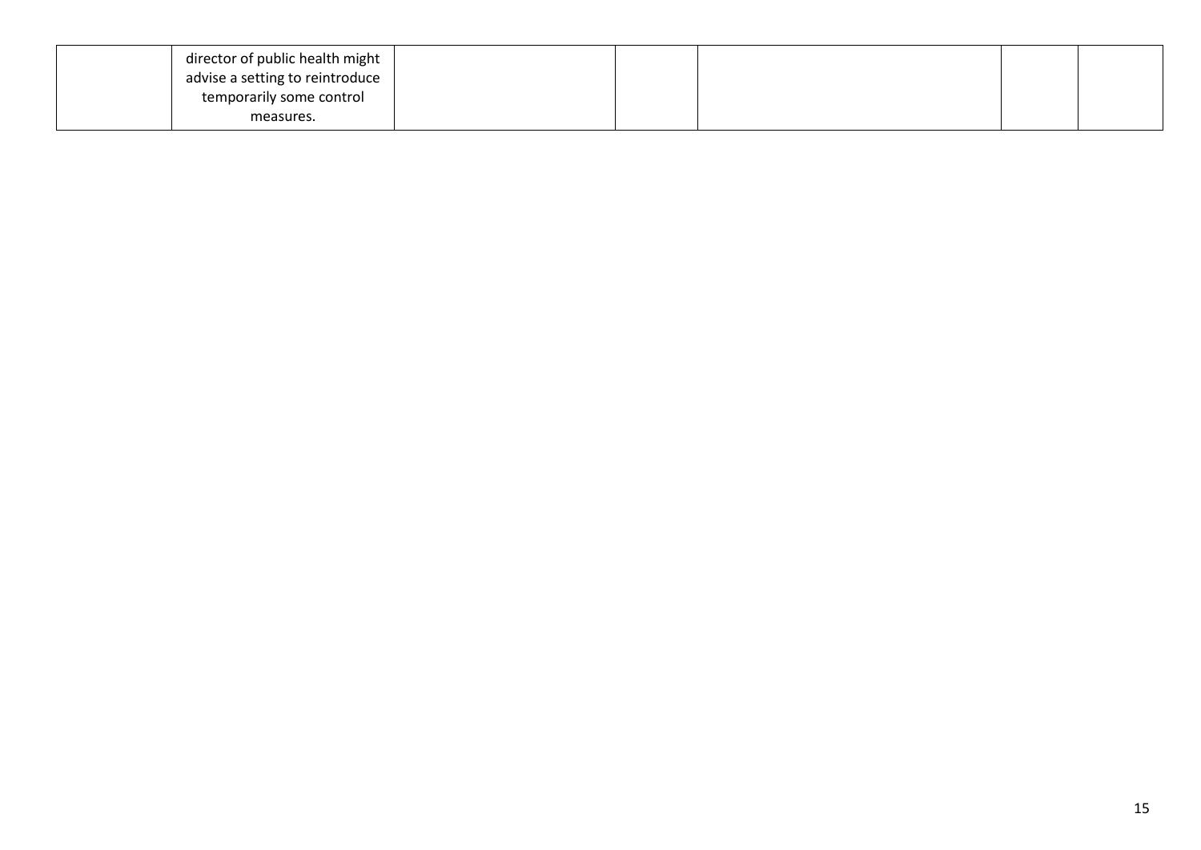| | | | | | | |
|---|---|---|---|---|---|---|
| | director of public health might advise a setting to reintroduce temporarily some control measures. | | | | | |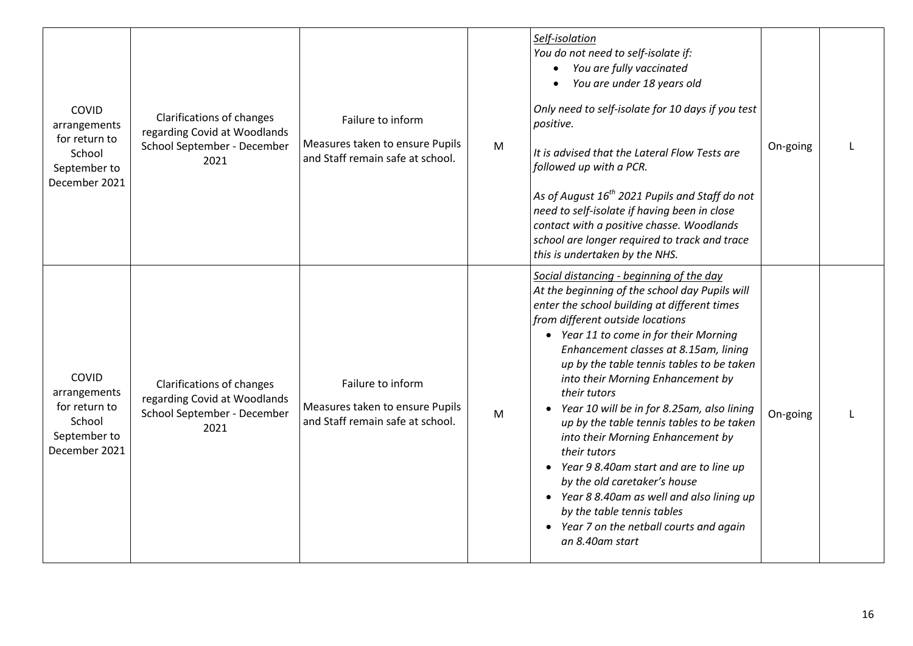| COVID arrangements for return to School September to December 2021 | Clarifications of changes regarding Covid at Woodlands School September - December 2021 | Failure to inform<br><br>Measures taken to ensure Pupils and Staff remain safe at school. | M | <u>*Self-isolation*</u><br>*You do not need to self-isolate if:*<br>• *You are fully vaccinated*<br>• *You are under 18 years old*<br><br>*Only need to self-isolate for 10 days if you test positive.*<br><br>*It is advised that the Lateral Flow Tests are followed up with a PCR.*<br><br>*As of August 16th 2021 Pupils and Staff do not need to self-isolate if having been in close contact with a positive chasse. Woodlands school are longer required to track and trace this is undertaken by the NHS.* | On-going | L |
|---|---|---|---|---|---|---|
| COVID arrangements for return to School September to December 2021 | Clarifications of changes regarding Covid at Woodlands School September - December 2021 | Failure to inform<br><br>Measures taken to ensure Pupils and Staff remain safe at school. | M | <u>*Social distancing - beginning of the day*</u><br>*At the beginning of the school day Pupils will enter the school building at different times from different outside locations*<br>• *Year 11 to come in for their Morning Enhancement classes at 8.15am, lining up by the table tennis tables to be taken into their Morning Enhancement by their tutors*<br>• *Year 10 will be in for 8.25am, also lining up by the table tennis tables to be taken into their Morning Enhancement by their tutors*<br>• *Year 9 8.40am start and are to line up by the old caretaker's house*<br>• *Year 8 8.40am as well and also lining up by the table tennis tables*<br>• *Year 7 on the netball courts and again an 8.40am start* | On-going | L |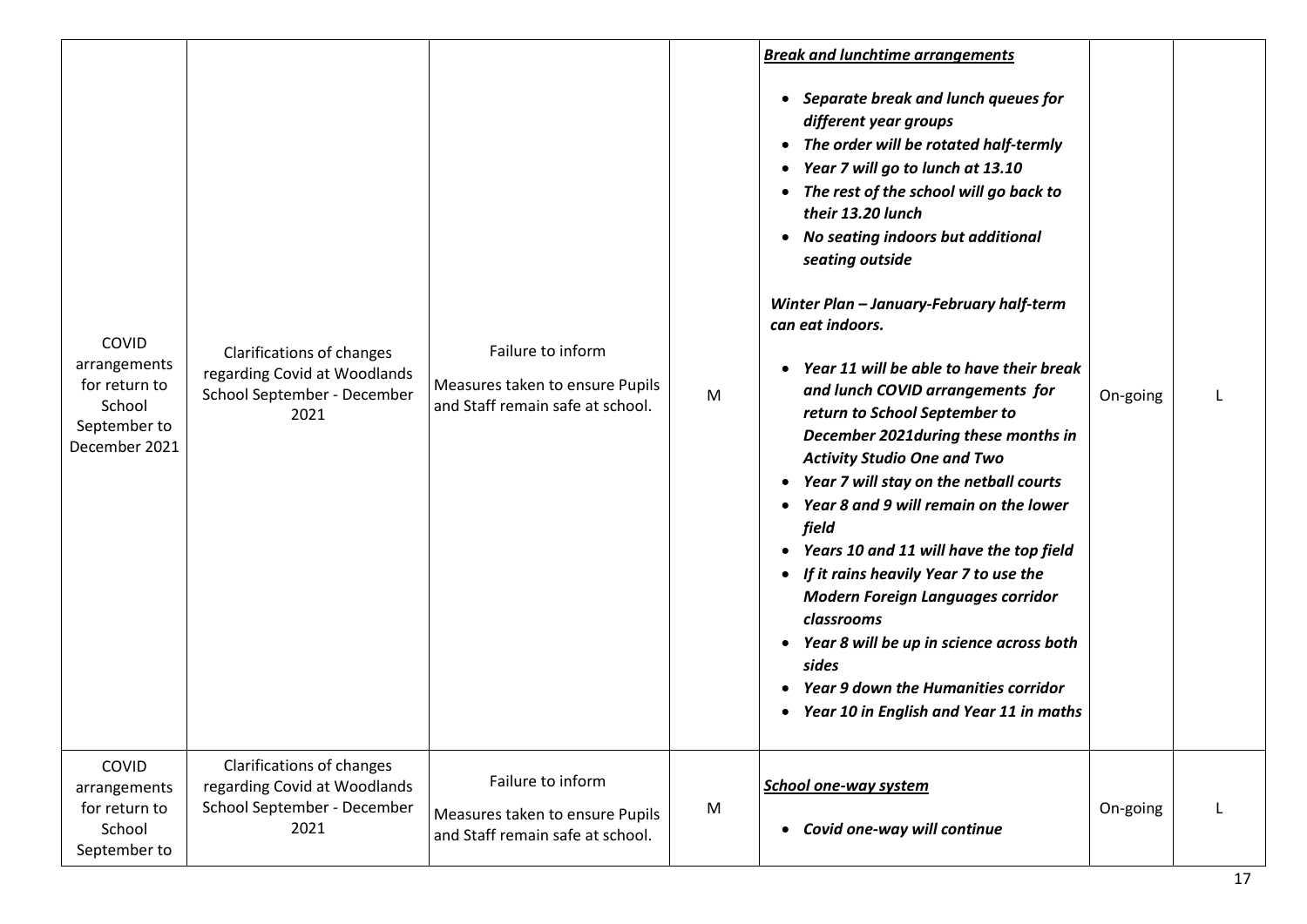| COVID arrangements for return to School September to December 2021 | Clarifications of changes regarding Covid at Woodlands School September - December 2021 | Failure to inform<br><br>Measures taken to ensure Pupils and Staff remain safe at school. | M | ***Break and lunchtime arrangements***<br><br>• ***Separate break and lunch queues for different year groups***<br>• ***The order will be rotated half-termly***<br>• ***Year 7 will go to lunch at 13.10***<br>• ***The rest of the school will go back to their 13.20 lunch***<br>• ***No seating indoors but additional seating outside***<br><br>***Winter Plan – January-February half-term can eat indoors.***<br><br>• ***Year 11 will be able to have their break and lunch COVID arrangements for return to School September to December 2021during these months in Activity Studio One and Two***<br>• ***Year 7 will stay on the netball courts***<br>• ***Year 8 and 9 will remain on the lower field***<br>• ***Years 10 and 11 will have the top field***<br>• ***If it rains heavily Year 7 to use the Modern Foreign Languages corridor classrooms***<br>• ***Year 8 will be up in science across both sides***<br>• ***Year 9 down the Humanities corridor***<br>• ***Year 10 in English and Year 11 in maths*** | On-going | L |
|---|---|---|---|---|---|---|
| COVID arrangements for return to School September to | Clarifications of changes regarding Covid at Woodlands School September - December 2021 | Failure to inform<br><br>Measures taken to ensure Pupils and Staff remain safe at school. | M | ***School one-way system***<br><br>• ***Covid one-way will continue*** | On-going | L |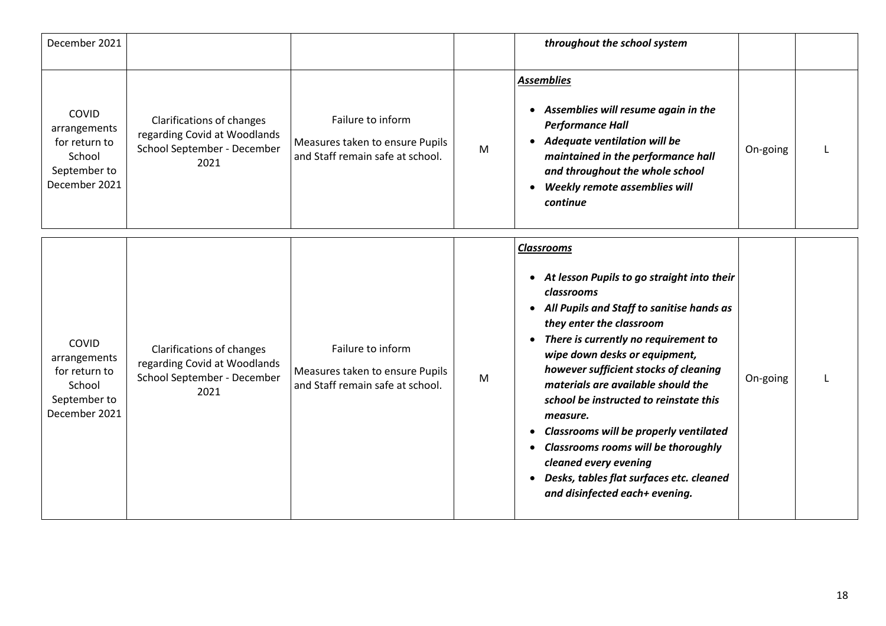| | | | | | | |
|---|---|---|---|---|---|---|
| December 2021 | | | | ***throughout the school system*** | | |
| COVID arrangements for return to School September to December 2021 | Clarifications of changes regarding Covid at Woodlands School September - December 2021 | Failure to inform<br>Measures taken to ensure Pupils and Staff remain safe at school. | M | ***Assemblies***<br>• ***Assemblies will resume again in the Performance Hall***<br>• ***Adequate ventilation will be maintained in the performance hall and throughout the whole school***<br>• ***Weekly remote assemblies will continue*** | On-going | L |
| COVID arrangements for return to School September to December 2021 | Clarifications of changes regarding Covid at Woodlands School September - December 2021 | Failure to inform<br>Measures taken to ensure Pupils and Staff remain safe at school. | M | ***Classrooms***<br>• ***At lesson Pupils to go straight into their classrooms***<br>• ***All Pupils and Staff to sanitise hands as they enter the classroom***<br>• ***There is currently no requirement to wipe down desks or equipment, however sufficient stocks of cleaning materials are available should the school be instructed to reinstate this measure.***<br>• ***Classrooms will be properly ventilated***<br>• ***Classrooms rooms will be thoroughly cleaned every evening***<br>• ***Desks, tables flat surfaces etc. cleaned and disinfected each+ evening.*** | On-going | L |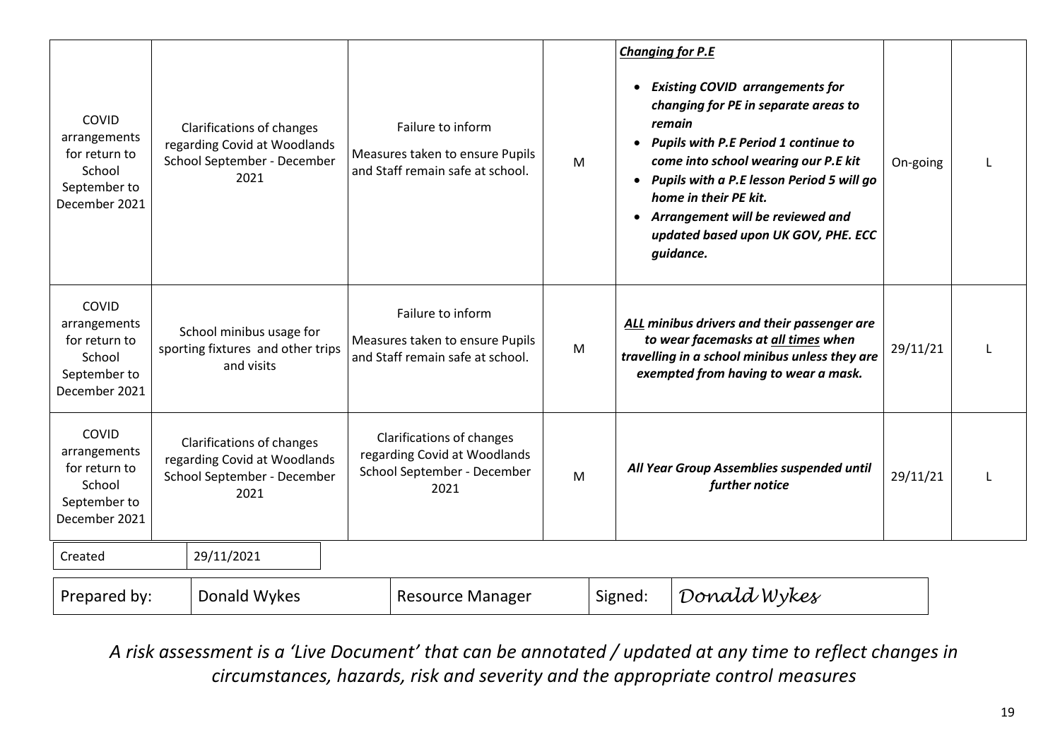| | | | | | | |
|---|---|---|---|---|---|---|
| COVID arrangements for return to School September to December 2021 | Clarifications of changes regarding Covid at Woodlands School September - December 2021 | Failure to inform<br>Measures taken to ensure Pupils and Staff remain safe at school. | M | ***Changing for P.E***<br>• ***Existing COVID arrangements for changing for PE in separate areas to remain***<br>• ***Pupils with P.E Period 1 continue to come into school wearing our P.E kit***<br>• ***Pupils with a P.E lesson Period 5 will go home in their PE kit.***<br>• ***Arrangement will be reviewed and updated based upon UK GOV, PHE. ECC guidance.*** | On-going | L |
| COVID arrangements for return to School September to December 2021 | School minibus usage for sporting fixtures and other trips and visits | Failure to inform<br>Measures taken to ensure Pupils and Staff remain safe at school. | M | ***ALL minibus drivers and their passenger are to wear facemasks at all times when travelling in a school minibus unless they are exempted from having to wear a mask.*** | 29/11/21 | L |
| COVID arrangements for return to School September to December 2021 | Clarifications of changes regarding Covid at Woodlands School September - December 2021 | Clarifications of changes regarding Covid at Woodlands School September - December 2021 | M | ***All Year Group Assemblies suspended until further notice*** | 29/11/21 | L |

| | |
|---|---|
| Created | 29/11/2021 |

| | | | | |
|---|---|---|---|---|
| Prepared by: | Donald Wykes | Resource Manager | Signed: | *Donald Wykes* |

*A risk assessment is a 'Live Document' that can be annotated / updated at any time to reflect changes in circumstances, hazards, risk and severity and the appropriate control measures*